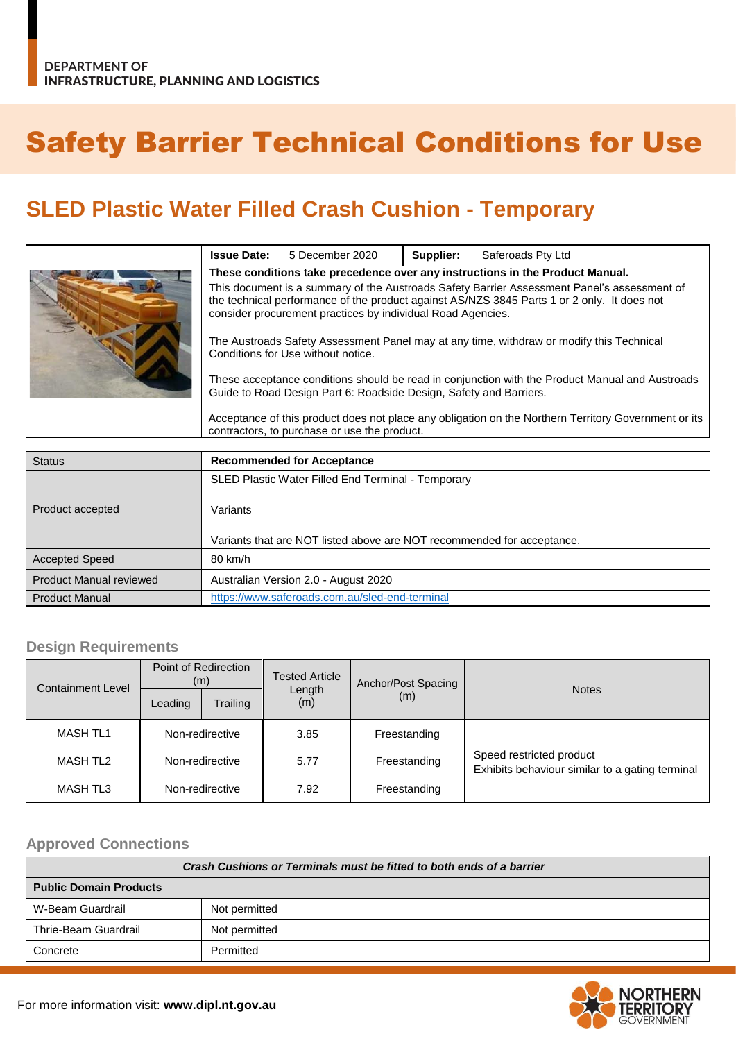DEPARTMENT OF
INFRASTRUCTURE, PLANNING AND LOGISTICS

# Safety Barrier Technical Conditions for Use

## SLED Plastic Water Filled Crash Cushion - Temporary

| **Issue Date:** 5 December 2020 | **Supplier:** Saferoads Pty Ltd |
|---|---|

**These conditions take precedence over any instructions in the Product Manual.**

This document is a summary of the Austroads Safety Barrier Assessment Panel's assessment of the technical performance of the product against AS/NZS 3845 Parts 1 or 2 only. It does not consider procurement practices by individual Road Agencies.

The Austroads Safety Assessment Panel may at any time, withdraw or modify this Technical Conditions for Use without notice.

These acceptance conditions should be read in conjunction with the Product Manual and Austroads Guide to Road Design Part 6: Roadside Design, Safety and Barriers.

Acceptance of this product does not place any obligation on the Northern Territory Government or its contractors, to purchase or use the product.

| Status | **Recommended for Acceptance** |
|---|---|
| Product accepted | SLED Plastic Water Filled End Terminal - Temporary<br><br>Variants<br><br>Variants that are NOT listed above are NOT recommended for acceptance. |
| Accepted Speed | 80 km/h |
| Product Manual reviewed | Australian Version 2.0 - August 2020 |
| Product Manual | https://www.saferoads.com.au/sled-end-terminal |

### Design Requirements

| Containment Level | Point of Redirection (m) | | Tested Article Length (m) | Anchor/Post Spacing (m) | Notes |
|---|---|---|---|---|---|
| | Leading | Trailing | | | |
| MASH TL1 | Non-redirective | | 3.85 | Freestanding | Speed restricted product<br>Exhibits behaviour similar to a gating terminal |
| MASH TL2 | Non-redirective | | 5.77 | Freestanding | |
| MASH TL3 | Non-redirective | | 7.92 | Freestanding | |

### Approved Connections

| ***Crash Cushions or Terminals must be fitted to both ends of a barrier*** | |
|---|---|
| **Public Domain Products** | |
| W-Beam Guardrail | Not permitted |
| Thrie-Beam Guardrail | Not permitted |
| Concrete | Permitted |

For more information visit: **www.dipl.nt.gov.au**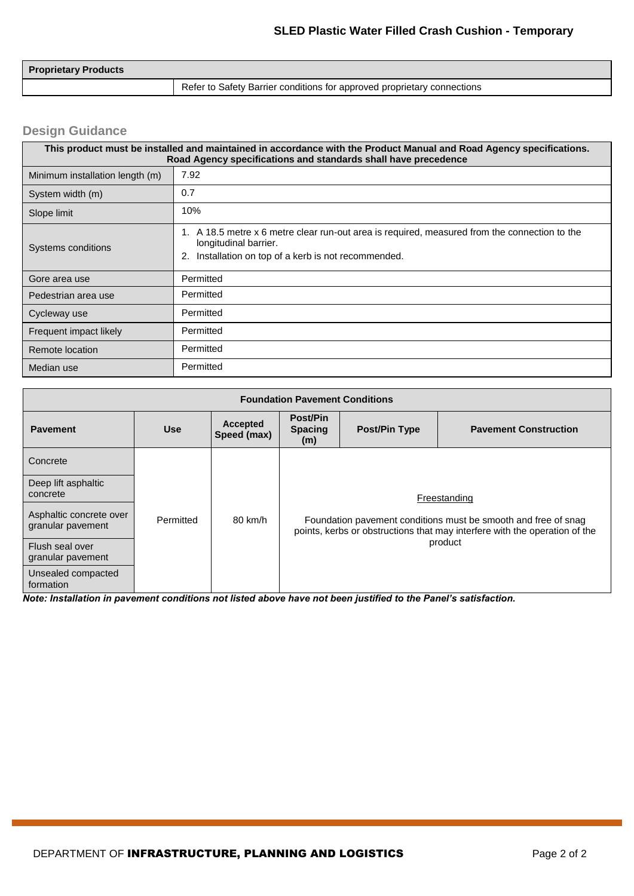# SLED Plastic Water Filled Crash Cushion - Temporary

| Proprietary Products | |
|---|---|
| | Refer to Safety Barrier conditions for approved proprietary connections |

## Design Guidance

| This product must be installed and maintained in accordance with the Product Manual and Road Agency specifications. Road Agency specifications and standards shall have precedence | |
|---|---|
| Minimum installation length (m) | 7.92 |
| System width (m) | 0.7 |
| Slope limit | 10% |
| Systems conditions | 1. A 18.5 metre x 6 metre clear run-out area is required, measured from the connection to the longitudinal barrier.<br>2. Installation on top of a kerb is not recommended. |
| Gore area use | Permitted |
| Pedestrian area use | Permitted |
| Cycleway use | Permitted |
| Frequent impact likely | Permitted |
| Remote location | Permitted |
| Median use | Permitted |

| Foundation Pavement Conditions | | | | | |
|---|---|---|---|---|---|
| **Pavement** | **Use** | **Accepted Speed (max)** | **Post/Pin Spacing (m)** | **Post/Pin Type** | **Pavement Construction** |
| Concrete | Permitted | 80 km/h | Freestanding<br>Foundation pavement conditions must be smooth and free of snag points, kerbs or obstructions that may interfere with the operation of the product | | |
| Deep lift asphaltic concrete | | | | | |
| Asphaltic concrete over granular pavement | | | | | |
| Flush seal over granular pavement | | | | | |
| Unsealed compacted formation | | | | | |

***Note: Installation in pavement conditions not listed above have not been justified to the Panel's satisfaction.***